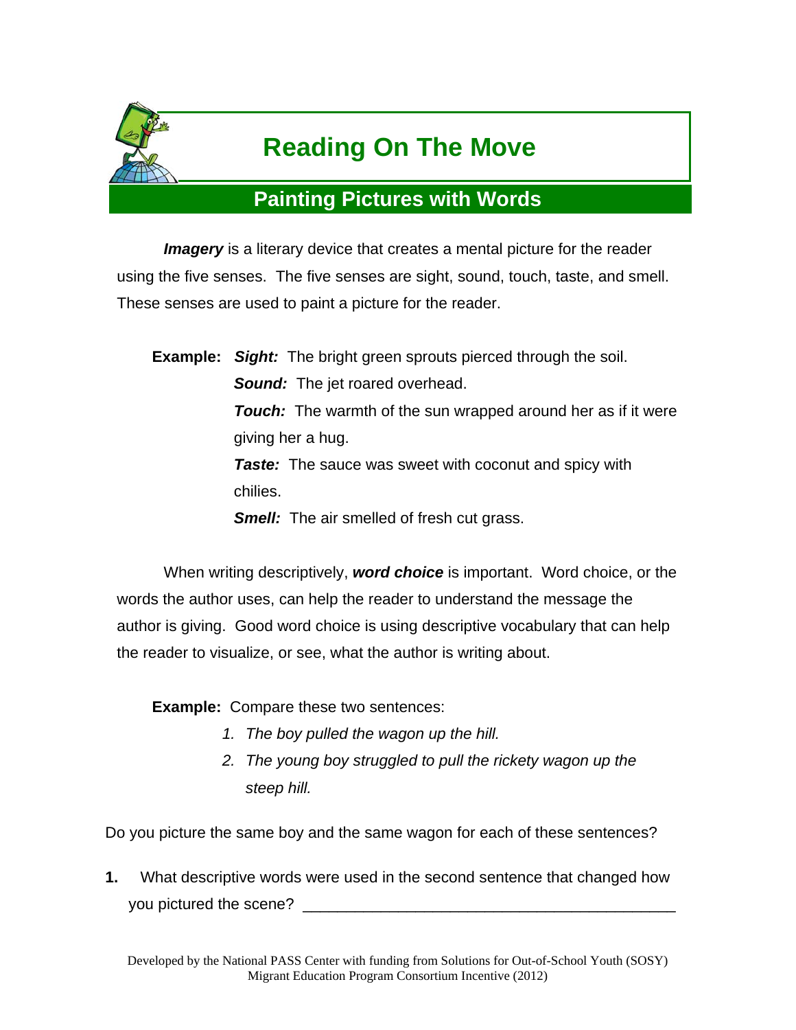# Reading On The Move

## Painting Pictures with Words

***Imagery*** is a literary device that creates a mental picture for the reader using the five senses. The five senses are sight, sound, touch, taste, and smell. These senses are used to paint a picture for the reader.

**Example:** ***Sight:*** The bright green sprouts pierced through the soil.
***Sound:*** The jet roared overhead.
***Touch:*** The warmth of the sun wrapped around her as if it were giving her a hug.
***Taste:*** The sauce was sweet with coconut and spicy with chilies.
***Smell:*** The air smelled of fresh cut grass.

When writing descriptively, ***word choice*** is important. Word choice, or the words the author uses, can help the reader to understand the message the author is giving. Good word choice is using descriptive vocabulary that can help the reader to visualize, or see, what the author is writing about.

**Example:** Compare these two sentences:

1. *The boy pulled the wagon up the hill.*
2. *The young boy struggled to pull the rickety wagon up the steep hill.*

Do you picture the same boy and the same wagon for each of these sentences?

**1.** What descriptive words were used in the second sentence that changed how you pictured the scene? ___________________________________________

Developed by the National PASS Center with funding from Solutions for Out-of-School Youth (SOSY) Migrant Education Program Consortium Incentive (2012)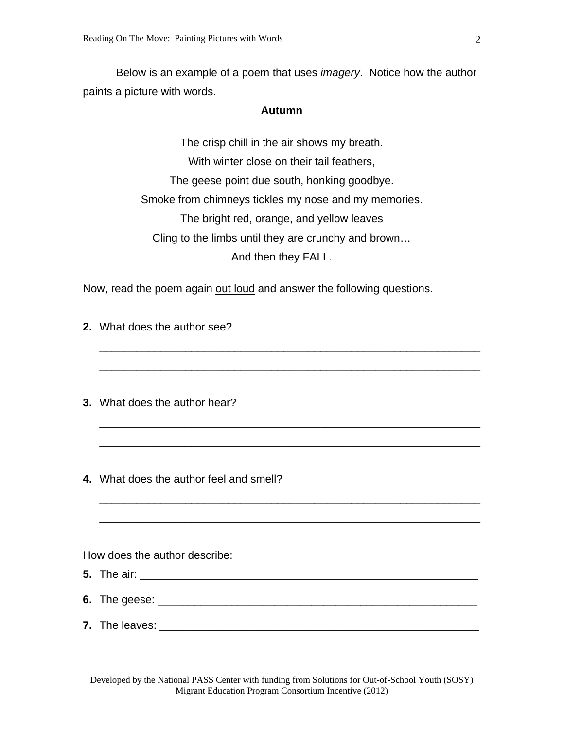Below is an example of a poem that uses *imagery*. Notice how the author paints a picture with words.

**Autumn**

The crisp chill in the air shows my breath.
With winter close on their tail feathers,
The geese point due south, honking goodbye.
Smoke from chimneys tickles my nose and my memories.
The bright red, orange, and yellow leaves
Cling to the limbs until they are crunchy and brown…
And then they FALL.

Now, read the poem again <u>out loud</u> and answer the following questions.

**2.** What does the author see?

______________________________________________________________

______________________________________________________________

**3.** What does the author hear?

______________________________________________________________

______________________________________________________________

**4.** What does the author feel and smell?

______________________________________________________________

______________________________________________________________

How does the author describe:

**5.** The air: ______________________________________________________

**6.** The geese: ____________________________________________________

**7.** The leaves: ___________________________________________________

Developed by the National PASS Center with funding from Solutions for Out-of-School Youth (SOSY) Migrant Education Program Consortium Incentive (2012)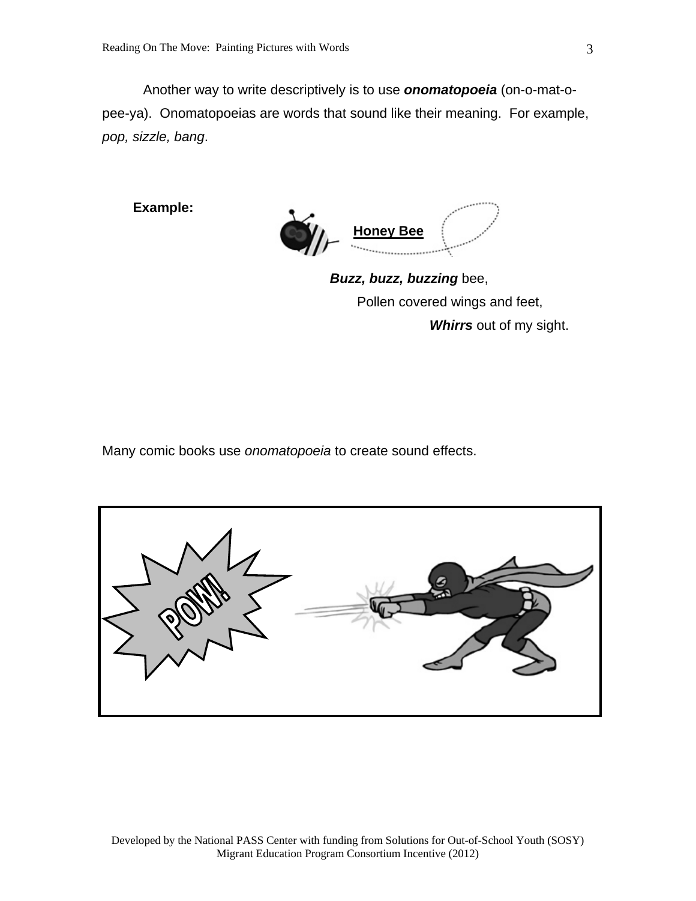Another way to write descriptively is to use ***onomatopoeia*** (on-o-mat-o-pee-ya). Onomatopoeias are words that sound like their meaning. For example, *pop, sizzle, bang*.

**Example:**

**Honey Bee**

***Buzz, buzz, buzzing*** bee,
Pollen covered wings and feet,
***Whirrs*** out of my sight.

Many comic books use *onomatopoeia* to create sound effects.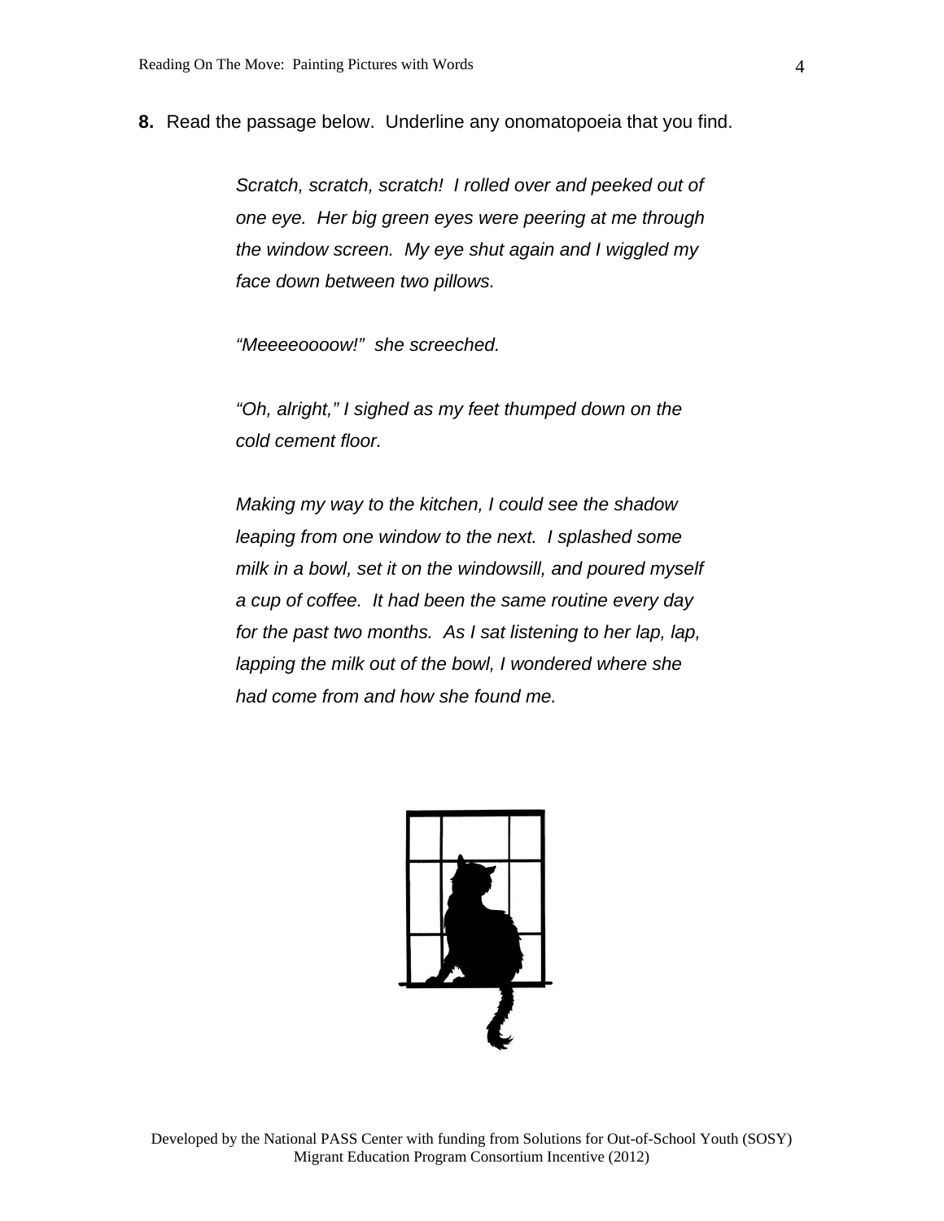**8.** Read the passage below. Underline any onomatopoeia that you find.

> *Scratch, scratch, scratch! I rolled over and peeked out of one eye. Her big green eyes were peering at me through the window screen. My eye shut again and I wiggled my face down between two pillows.*
>
> *"Meeeeoooow!" she screeched.*
>
> *"Oh, alright," I sighed as my feet thumped down on the cold cement floor.*
>
> *Making my way to the kitchen, I could see the shadow leaping from one window to the next. I splashed some milk in a bowl, set it on the windowsill, and poured myself a cup of coffee. It had been the same routine every day for the past two months. As I sat listening to her lap, lap, lapping the milk out of the bowl, I wondered where she had come from and how she found me.*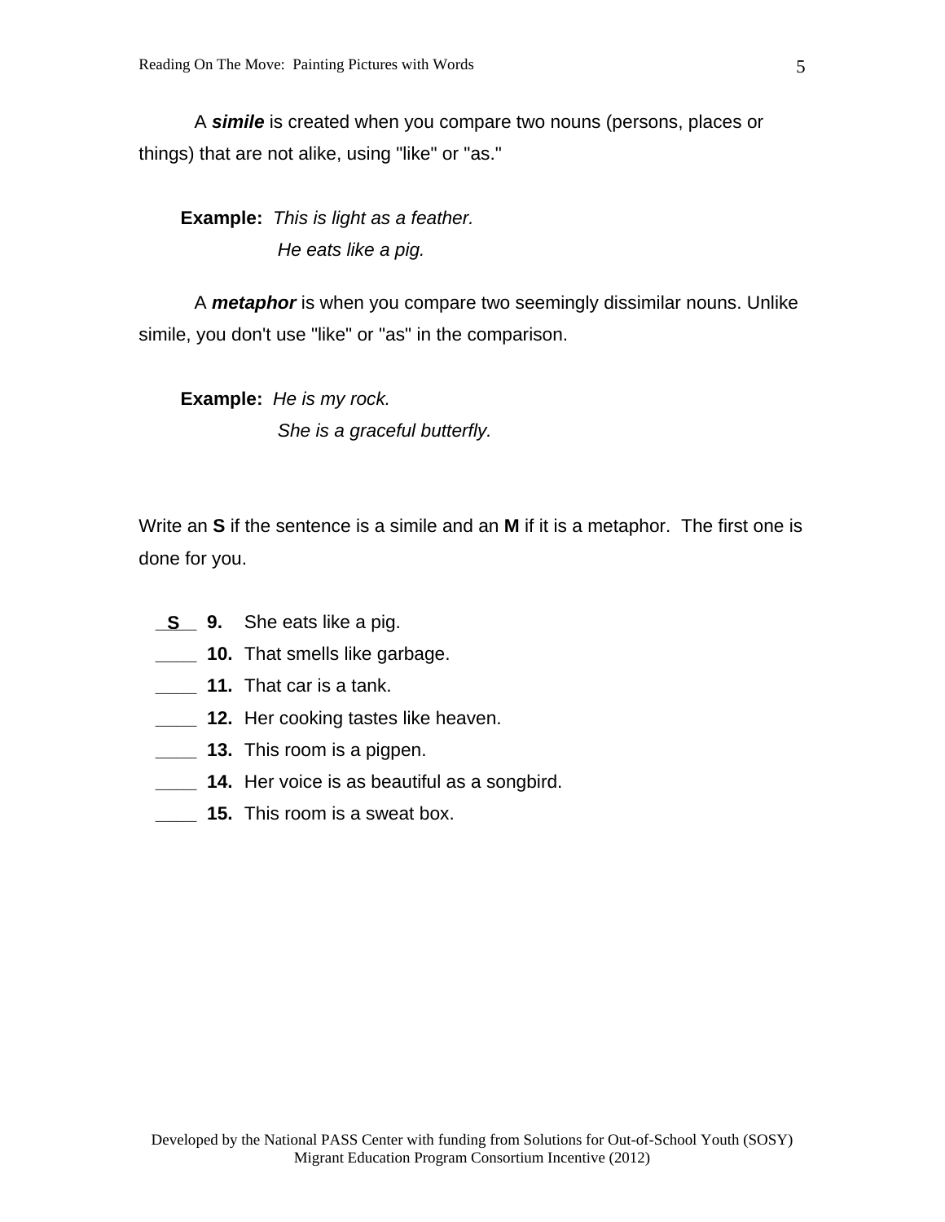A ***simile*** is created when you compare two nouns (persons, places or things) that are not alike, using "like" or "as."

**Example:** *This is light as a feather.*
*He eats like a pig.*

A ***metaphor*** is when you compare two seemingly dissimilar nouns. Unlike simile, you don't use "like" or "as" in the comparison.

**Example:** *He is my rock.*
*She is a graceful butterfly.*

Write an **S** if the sentence is a simile and an **M** if it is a metaphor. The first one is done for you.

__**S**__ **9.** She eats like a pig.
____ **10.** That smells like garbage.
____ **11.** That car is a tank.
____ **12.** Her cooking tastes like heaven.
____ **13.** This room is a pigpen.
____ **14.** Her voice is as beautiful as a songbird.
____ **15.** This room is a sweat box.

Developed by the National PASS Center with funding from Solutions for Out-of-School Youth (SOSY) Migrant Education Program Consortium Incentive (2012)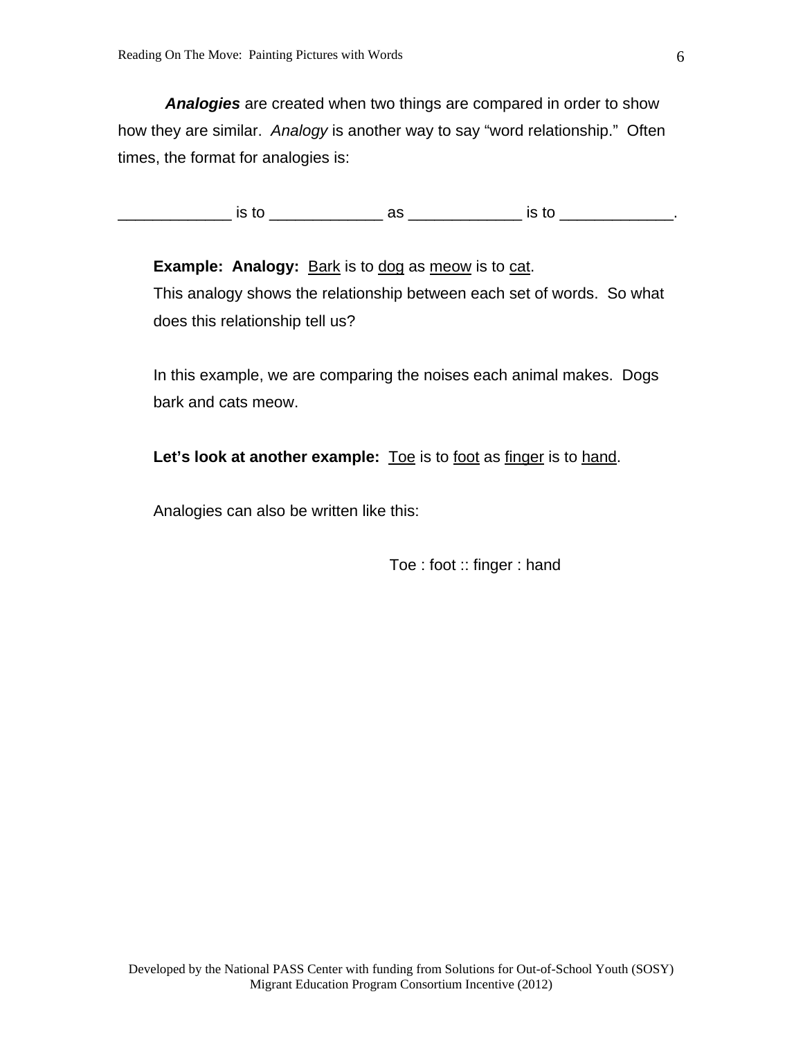***Analogies*** are created when two things are compared in order to show how they are similar. *Analogy* is another way to say "word relationship." Often times, the format for analogies is:

_____________ is to _____________ as _____________ is to _____________.

**Example: Analogy:** <u>Bark</u> is to <u>dog</u> as <u>meow</u> is to <u>cat</u>.
This analogy shows the relationship between each set of words. So what does this relationship tell us?

In this example, we are comparing the noises each animal makes. Dogs bark and cats meow.

**Let's look at another example:** <u>Toe</u> is to <u>foot</u> as <u>finger</u> is to <u>hand</u>.

Analogies can also be written like this:

Toe : foot :: finger : hand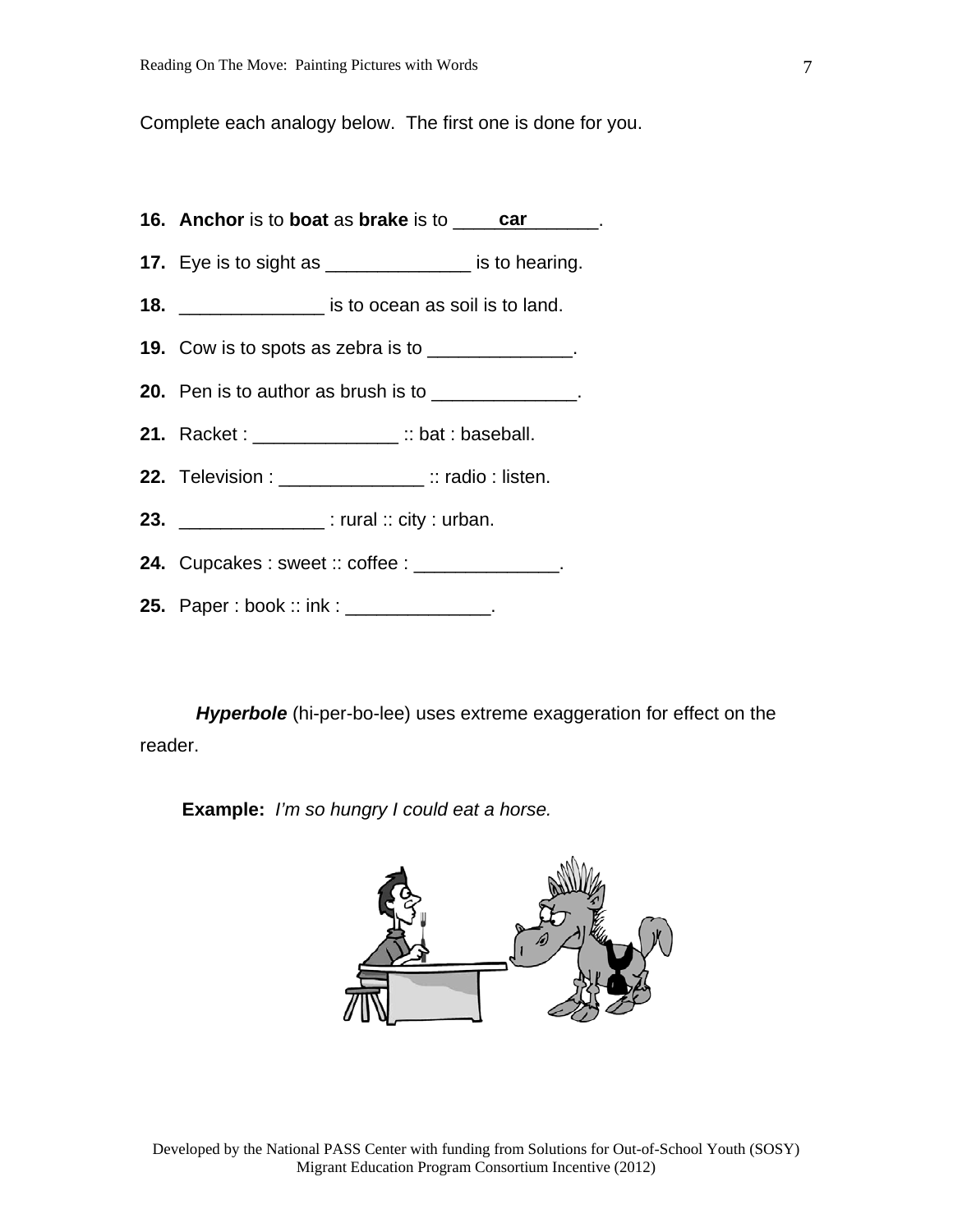Complete each analogy below. The first one is done for you.

**16.** **Anchor** is to **boat** as **brake** is to _____**car**_______.

**17.** Eye is to sight as ______________ is to hearing.

**18.** ______________ is to ocean as soil is to land.

**19.** Cow is to spots as zebra is to ______________.

**20.** Pen is to author as brush is to ______________.

**21.** Racket : ______________ :: bat : baseball.

**22.** Television : ______________ :: radio : listen.

**23.** ______________ : rural :: city : urban.

**24.** Cupcakes : sweet :: coffee : ______________.

**25.** Paper : book :: ink : ______________.

***Hyperbole*** (hi-per-bo-lee) uses extreme exaggeration for effect on the reader.

**Example:** *I'm so hungry I could eat a horse.*

Developed by the National PASS Center with funding from Solutions for Out-of-School Youth (SOSY) Migrant Education Program Consortium Incentive (2012)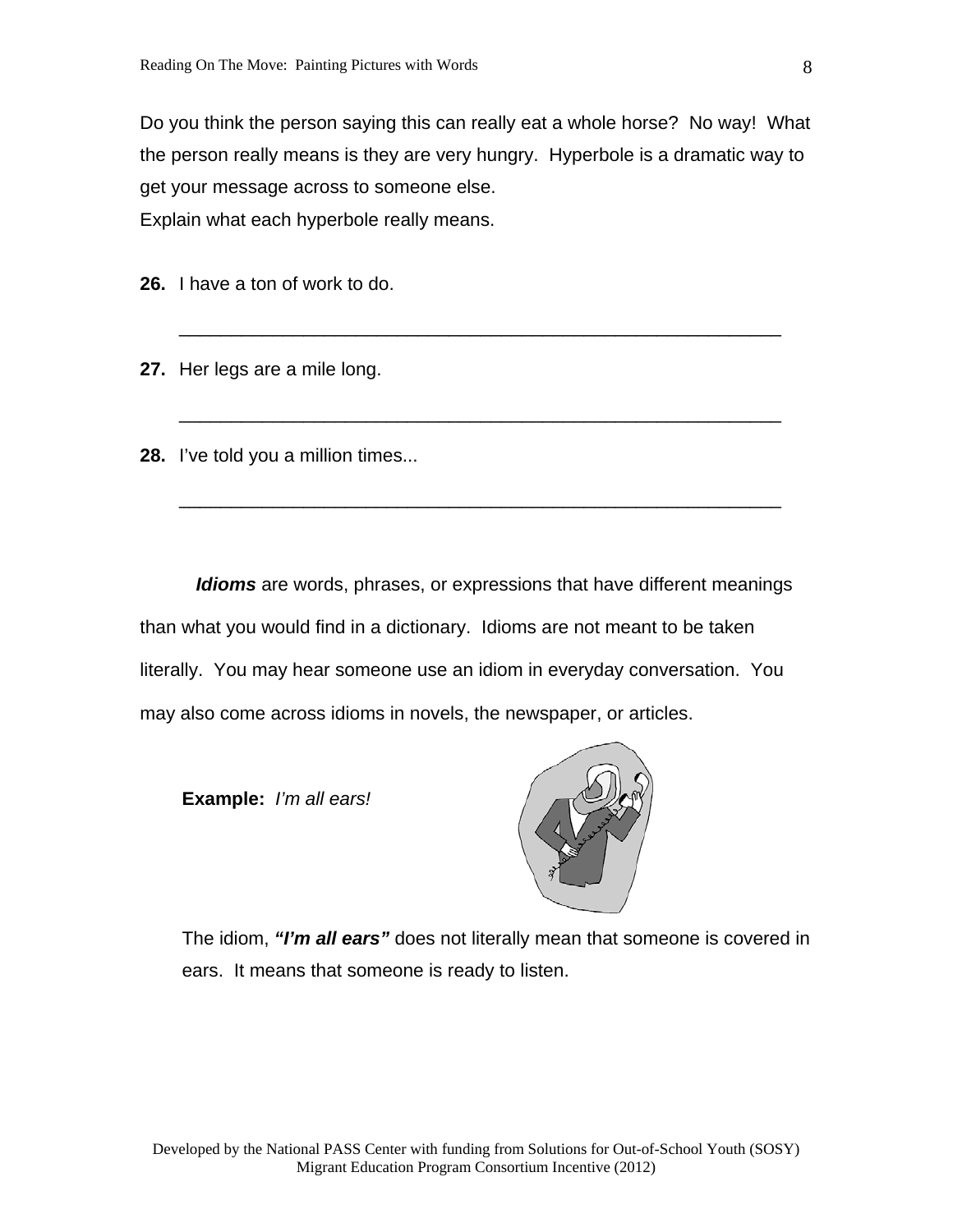Do you think the person saying this can really eat a whole horse? No way! What the person really means is they are very hungry. Hyperbole is a dramatic way to get your message across to someone else.
Explain what each hyperbole really means.

**26.** I have a ton of work to do.

___________________________________________________________

**27.** Her legs are a mile long.

___________________________________________________________

**28.** I've told you a million times...

___________________________________________________________

***Idioms*** are words, phrases, or expressions that have different meanings than what you would find in a dictionary. Idioms are not meant to be taken literally. You may hear someone use an idiom in everyday conversation. You may also come across idioms in novels, the newspaper, or articles.

**Example:** *I'm all ears!*

The idiom, ***"I'm all ears"*** does not literally mean that someone is covered in ears. It means that someone is ready to listen.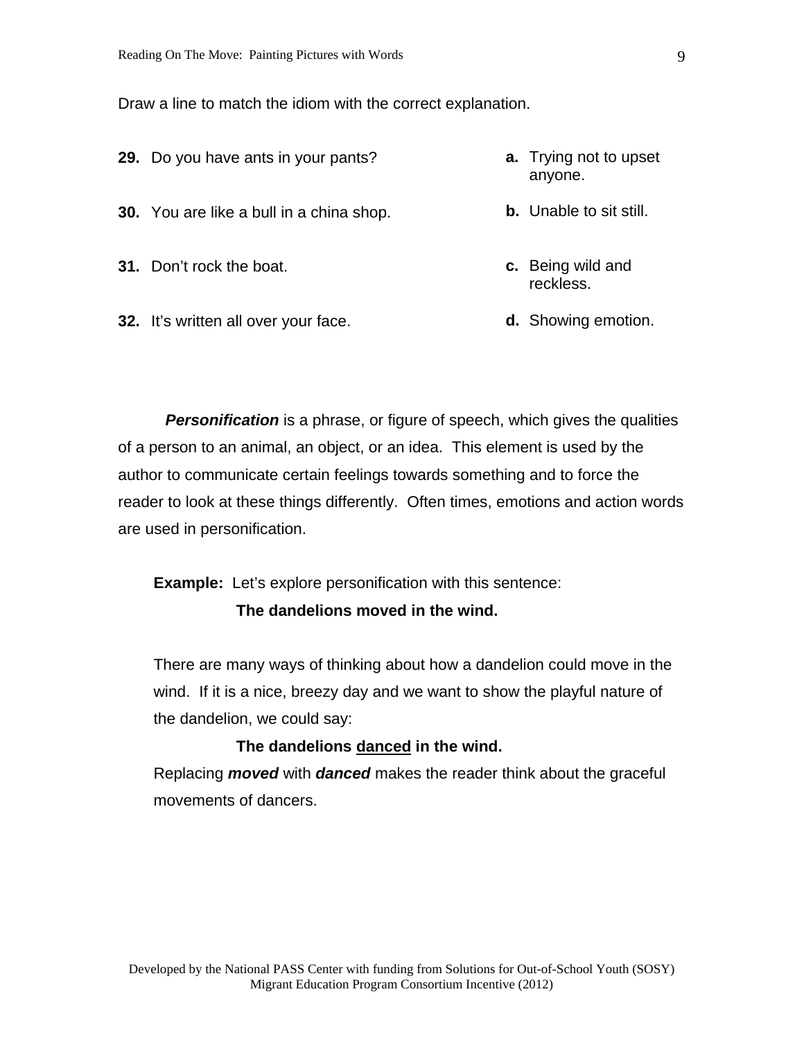Draw a line to match the idiom with the correct explanation.

**29.** Do you have ants in your pants?

**30.** You are like a bull in a china shop.

**31.** Don't rock the boat.

**32.** It's written all over your face.

**a.** Trying not to upset anyone.

**b.** Unable to sit still.

**c.** Being wild and reckless.

**d.** Showing emotion.

***Personification*** is a phrase, or figure of speech, which gives the qualities of a person to an animal, an object, or an idea. This element is used by the author to communicate certain feelings towards something and to force the reader to look at these things differently. Often times, emotions and action words are used in personification.

**Example:** Let's explore personification with this sentence:

**The dandelions moved in the wind.**

There are many ways of thinking about how a dandelion could move in the wind. If it is a nice, breezy day and we want to show the playful nature of the dandelion, we could say:

**The dandelions <u>danced</u> in the wind.**

Replacing ***moved*** with ***danced*** makes the reader think about the graceful movements of dancers.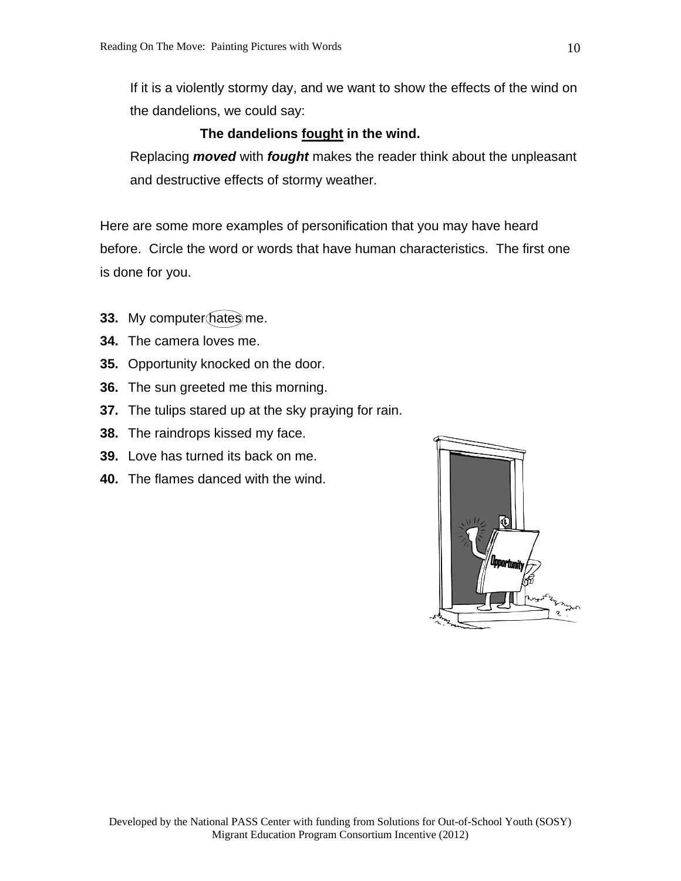If it is a violently stormy day, and we want to show the effects of the wind on the dandelions, we could say:

**The dandelions <u>fought</u> in the wind.**

Replacing ***moved*** with ***fought*** makes the reader think about the unpleasant and destructive effects of stormy weather.

Here are some more examples of personification that you may have heard before. Circle the word or words that have human characteristics. The first one is done for you.

**33.** My computer (hates) me.

**34.** The camera loves me.

**35.** Opportunity knocked on the door.

**36.** The sun greeted me this morning.

**37.** The tulips stared up at the sky praying for rain.

**38.** The raindrops kissed my face.

**39.** Love has turned its back on me.

**40.** The flames danced with the wind.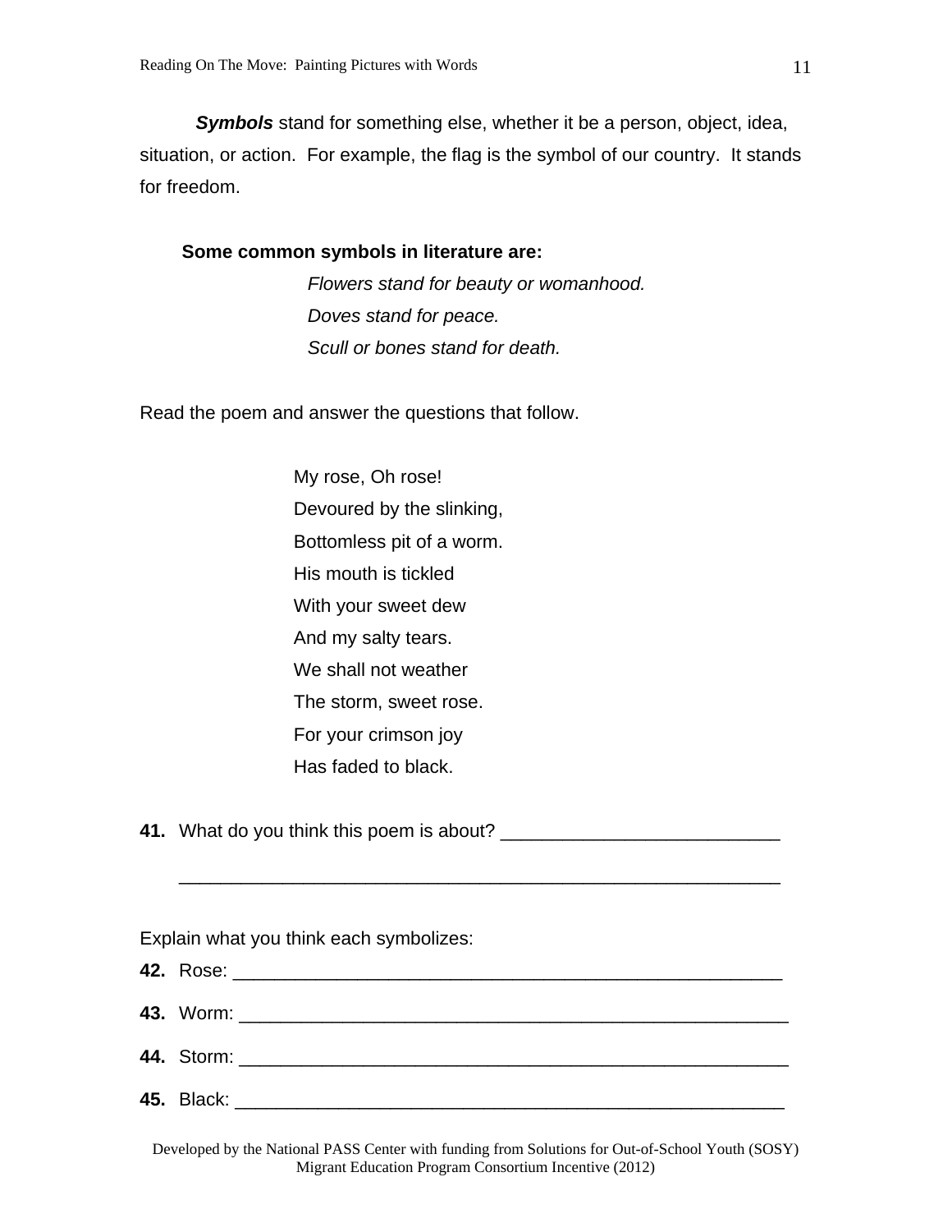***Symbols*** stand for something else, whether it be a person, object, idea, situation, or action. For example, the flag is the symbol of our country. It stands for freedom.

**Some common symbols in literature are:**

*Flowers stand for beauty or womanhood.*
*Doves stand for peace.*
*Scull or bones stand for death.*

Read the poem and answer the questions that follow.

My rose, Oh rose!
Devoured by the slinking,
Bottomless pit of a worm.
His mouth is tickled
With your sweet dew
And my salty tears.
We shall not weather
The storm, sweet rose.
For your crimson joy
Has faded to black.

**41.** What do you think this poem is about? ___________________________

___________________________________________________________

Explain what you think each symbolizes:

**42.** Rose: _______________________________________________________

**43.** Worm: _______________________________________________________

**44.** Storm: _______________________________________________________

**45.** Black: _______________________________________________________

Developed by the National PASS Center with funding from Solutions for Out-of-School Youth (SOSY) Migrant Education Program Consortium Incentive (2012)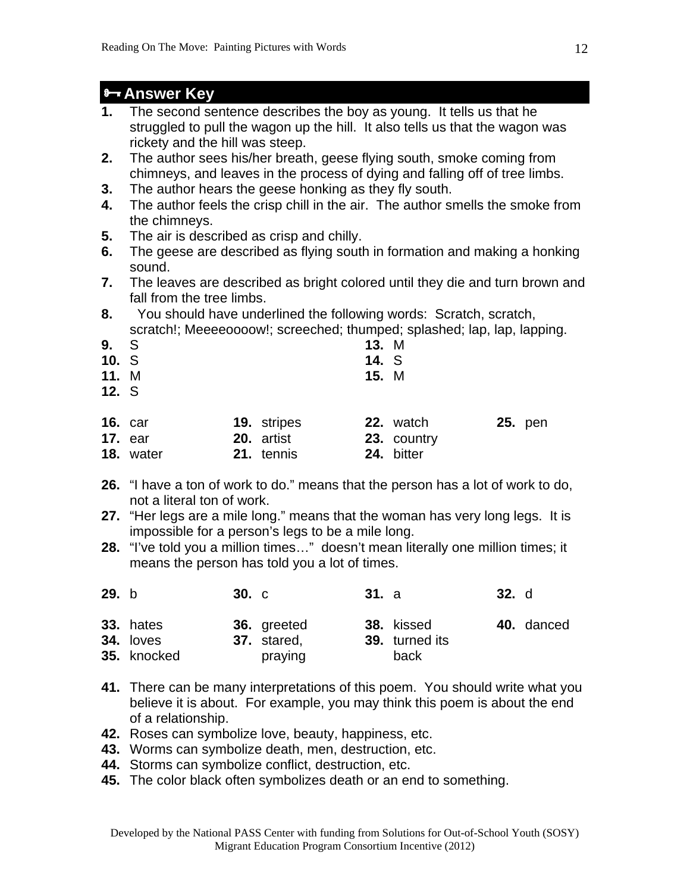## 🗝 Answer Key

**1.** The second sentence describes the boy as young. It tells us that he struggled to pull the wagon up the hill. It also tells us that the wagon was rickety and the hill was steep.

**2.** The author sees his/her breath, geese flying south, smoke coming from chimneys, and leaves in the process of dying and falling off of tree limbs.

**3.** The author hears the geese honking as they fly south.

**4.** The author feels the crisp chill in the air. The author smells the smoke from the chimneys.

**5.** The air is described as crisp and chilly.

**6.** The geese are described as flying south in formation and making a honking sound.

**7.** The leaves are described as bright colored until they die and turn brown and fall from the tree limbs.

**8.** You should have underlined the following words: Scratch, scratch, scratch!; Meeeeoooow!; screeched; thumped; splashed; lap, lap, lapping.

| | |
|---|---|
| **9.** S | **13.** M |
| **10.** S | **14.** S |
| **11.** M | **15.** M |
| **12.** S | |

| | | | |
|---|---|---|---|
| **16.** car | **19.** stripes | **22.** watch | **25.** pen |
| **17.** ear | **20.** artist | **23.** country | |
| **18.** water | **21.** tennis | **24.** bitter | |

**26.** "I have a ton of work to do." means that the person has a lot of work to do, not a literal ton of work.

**27.** "Her legs are a mile long." means that the woman has very long legs. It is impossible for a person's legs to be a mile long.

**28.** "I've told you a million times…" doesn't mean literally one million times; it means the person has told you a lot of times.

| | | | |
|---|---|---|---|
| **29.** b | **30.** c | **31.** a | **32.** d |

| | | | |
|---|---|---|---|
| **33.** hates | **36.** greeted | **38.** kissed | **40.** danced |
| **34.** loves | **37.** stared, praying | **39.** turned its back | |
| **35.** knocked | | | |

**41.** There can be many interpretations of this poem. You should write what you believe it is about. For example, you may think this poem is about the end of a relationship.

**42.** Roses can symbolize love, beauty, happiness, etc.

**43.** Worms can symbolize death, men, destruction, etc.

**44.** Storms can symbolize conflict, destruction, etc.

**45.** The color black often symbolizes death or an end to something.